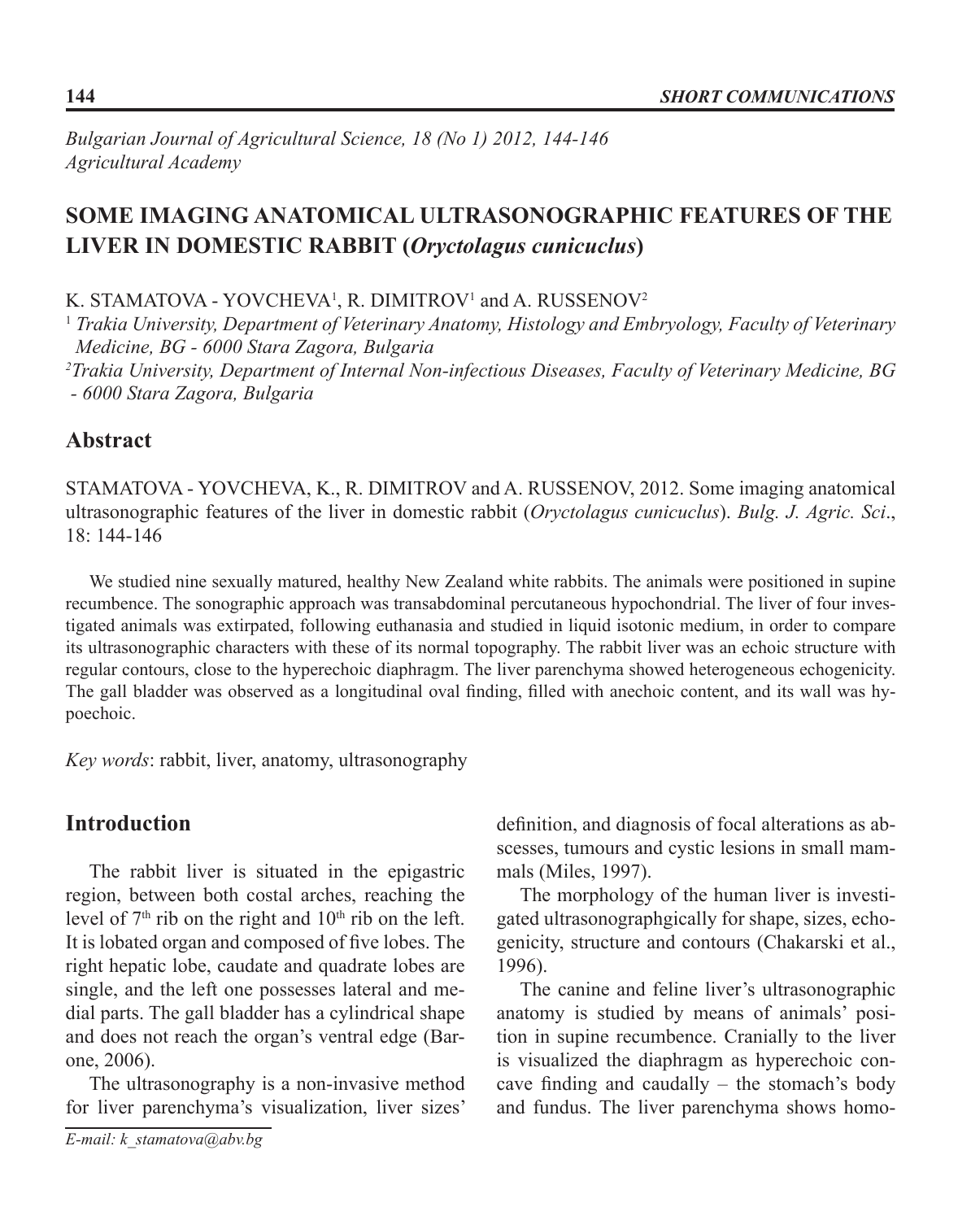*Bulgarian Journal of Agricultural Science, 18 (No 1) 2012, 144-146*
*Agricultural Academy*

# SOME IMAGING ANATOMICAL ULTRASONOGRAPHIC FEATURES OF THE LIVER IN DOMESTIC RABBIT (*Oryctolagus cunicuclus*)

K. STAMATOVA - YOVCHEVA[1], R. DIMITROV[1] and A. RUSSENOV[2]

[1] *Trakia University, Department of Veterinary Anatomy, Histology and Embryology, Faculty of Veterinary Medicine, BG - 6000 Stara Zagora, Bulgaria*

[2] *Trakia University, Department of Internal Non-infectious Diseases, Faculty of Veterinary Medicine, BG - 6000 Stara Zagora, Bulgaria*

## Abstract

STAMATOVA - YOVCHEVA, K., R. DIMITROV and A. RUSSENOV, 2012. Some imaging anatomical ultrasonographic features of the liver in domestic rabbit (*Oryctolagus cunicuclus*). *Bulg. J. Agric. Sci*., 18: 144-146

We studied nine sexually matured, healthy New Zealand white rabbits. The animals were positioned in supine recumbence. The sonographic approach was transabdominal percutaneous hypochondrial. The liver of four investigated animals was extirpated, following euthanasia and studied in liquid isotonic medium, in order to compare its ultrasonographic characters with these of its normal topography. The rabbit liver was an echoic structure with regular contours, close to the hyperechoic diaphragm. The liver parenchyma showed heterogeneous echogenicity. The gall bladder was observed as a longitudinal oval finding, filled with anechoic content, and its wall was hypoechoic.

*Key words*: rabbit, liver, anatomy, ultrasonography

## Introduction

The rabbit liver is situated in the epigastric region, between both costal arches, reaching the level of 7[th] rib on the right and 10[th] rib on the left. It is lobated organ and composed of five lobes. The right hepatic lobe, caudate and quadrate lobes are single, and the left one possesses lateral and medial parts. The gall bladder has a cylindrical shape and does not reach the organ's ventral edge (Barone, 2006).

The ultrasonography is a non-invasive method for liver parenchyma's visualization, liver sizes' definition, and diagnosis of focal alterations as abscesses, tumours and cystic lesions in small mammals (Miles, 1997).

The morphology of the human liver is investigated ultrasonographgically for shape, sizes, echogenicity, structure and contours (Chakarski et al., 1996).

The canine and feline liver's ultrasonographic anatomy is studied by means of animals' position in supine recumbence. Cranially to the liver is visualized the diaphragm as hyperechoic concave finding and caudally – the stomach's body and fundus. The liver parenchyma shows homo-

*E-mail: k_stamatova@abv.bg*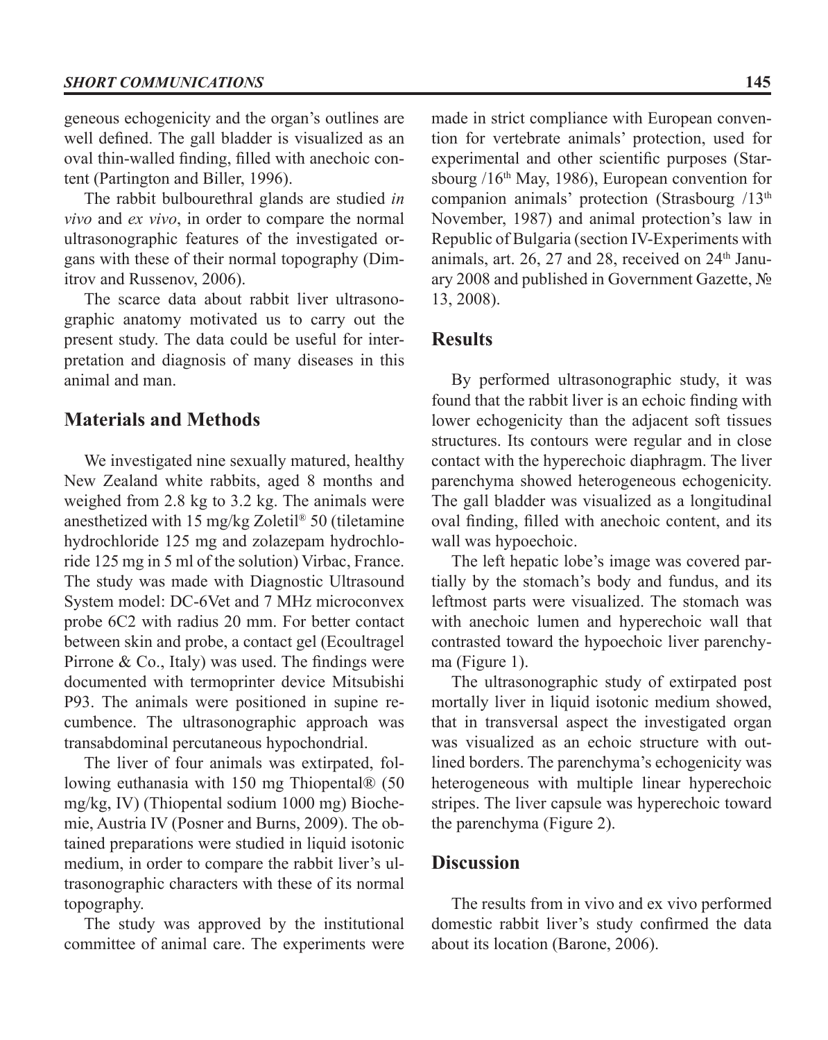geneous echogenicity and the organ's outlines are well defined. The gall bladder is visualized as an oval thin-walled finding, filled with anechoic content (Partington and Biller, 1996).

The rabbit bulbourethral glands are studied *in vivo* and *ex vivo*, in order to compare the normal ultrasonographic features of the investigated organs with these of their normal topography (Dimitrov and Russenov, 2006).

The scarce data about rabbit liver ultrasonographic anatomy motivated us to carry out the present study. The data could be useful for interpretation and diagnosis of many diseases in this animal and man.

## Materials and Methods

We investigated nine sexually matured, healthy New Zealand white rabbits, aged 8 months and weighed from 2.8 kg to 3.2 kg. The animals were anesthetized with 15 mg/kg Zoletil® 50 (tiletamine hydrochloride 125 mg and zolazepam hydrochloride 125 mg in 5 ml of the solution) Virbac, France. The study was made with Diagnostic Ultrasound System model: DC-6Vet and 7 MHz microconvex probe 6C2 with radius 20 mm. For better contact between skin and probe, a contact gel (Ecoultragel Pirrone & Co., Italy) was used. The findings were documented with termoprinter device Mitsubishi P93. The animals were positioned in supine recumbence. The ultrasonographic approach was transabdominal percutaneous hypochondrial.

The liver of four animals was extirpated, following euthanasia with 150 mg Thiopental® (50 mg/kg, IV) (Thiopental sodium 1000 mg) Biochemie, Austria IV (Posner and Burns, 2009). The obtained preparations were studied in liquid isotonic medium, in order to compare the rabbit liver's ultrasonographic characters with these of its normal topography.

The study was approved by the institutional committee of animal care. The experiments were made in strict compliance with European convention for vertebrate animals' protection, used for experimental and other scientific purposes (Starsbourg /16th May, 1986), European convention for companion animals' protection (Strasbourg /13th November, 1987) and animal protection's law in Republic of Bulgaria (section IV-Experiments with animals, art. 26, 27 and 28, received on 24th January 2008 and published in Government Gazette, № 13, 2008).

## Results

By performed ultrasonographic study, it was found that the rabbit liver is an echoic finding with lower echogenicity than the adjacent soft tissues structures. Its contours were regular and in close contact with the hyperechoic diaphragm. The liver parenchyma showed heterogeneous echogenicity. The gall bladder was visualized as a longitudinal oval finding, filled with anechoic content, and its wall was hypoechoic.

The left hepatic lobe's image was covered partially by the stomach's body and fundus, and its leftmost parts were visualized. The stomach was with anechoic lumen and hyperechoic wall that contrasted toward the hypoechoic liver parenchyma (Figure 1).

The ultrasonographic study of extirpated post mortally liver in liquid isotonic medium showed, that in transversal aspect the investigated organ was visualized as an echoic structure with outlined borders. The parenchyma's echogenicity was heterogeneous with multiple linear hyperechoic stripes. The liver capsule was hyperechoic toward the parenchyma (Figure 2).

## Discussion

The results from in vivo and ex vivo performed domestic rabbit liver's study confirmed the data about its location (Barone, 2006).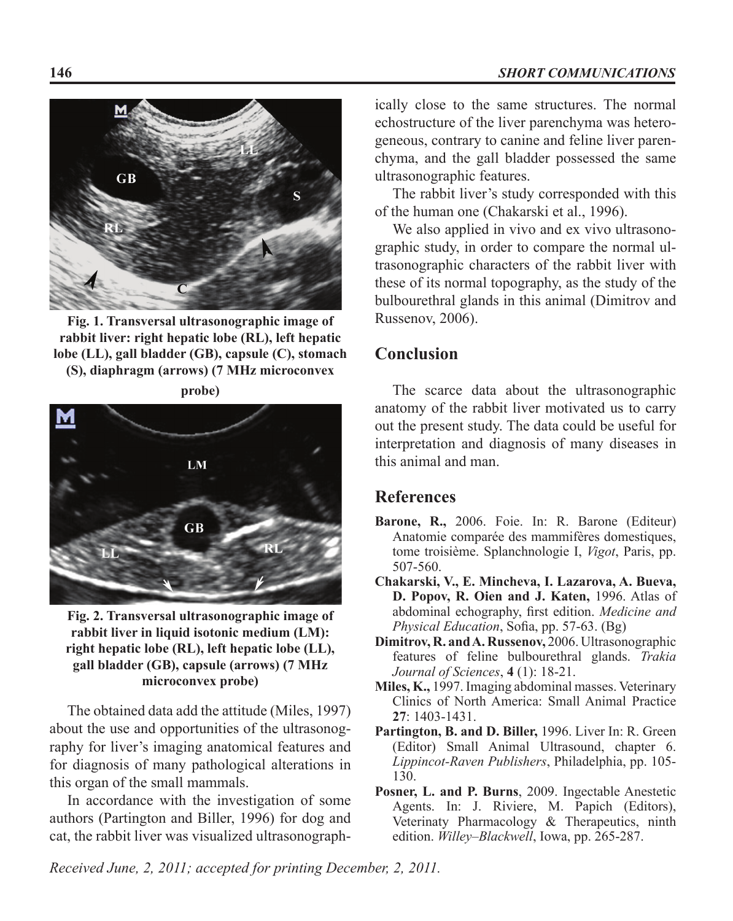Fig. 1. Transversal ultrasonographic image of rabbit liver: right hepatic lobe (RL), left hepatic lobe (LL), gall bladder (GB), capsule (C), stomach (S), diaphragm (arrows) (7 MHz microconvex probe)

Fig. 2. Transversal ultrasonographic image of rabbit liver in liquid isotonic medium (LM): right hepatic lobe (RL), left hepatic lobe (LL), gall bladder (GB), capsule (arrows) (7 MHz microconvex probe)

The obtained data add the attitude (Miles, 1997) about the use and opportunities of the ultrasonography for liver's imaging anatomical features and for diagnosis of many pathological alterations in this organ of the small mammals.

In accordance with the investigation of some authors (Partington and Biller, 1996) for dog and cat, the rabbit liver was visualized ultrasonographically close to the same structures. The normal echostructure of the liver parenchyma was heterogeneous, contrary to canine and feline liver parenchyma, and the gall bladder possessed the same ultrasonographic features.

The rabbit liver's study corresponded with this of the human one (Chakarski et al., 1996).

We also applied in vivo and ex vivo ultrasonographic study, in order to compare the normal ultrasonographic characters of the rabbit liver with these of its normal topography, as the study of the bulbourethral glands in this animal (Dimitrov and Russenov, 2006).

## Conclusion

The scarce data about the ultrasonographic anatomy of the rabbit liver motivated us to carry out the present study. The data could be useful for interpretation and diagnosis of many diseases in this animal and man.

## References

**Barone, R.,** 2006. Foie. In: R. Barone (Editeur) Anatomie comparée des mammifères domestiques, tome troisième. Splanchnologie I, *Vigot*, Paris, pp. 507-560.

**Chakarski, V., E. Mincheva, I. Lazarova, A. Bueva, D. Popov, R. Oien and J. Katen,** 1996. Atlas of abdominal echography, first edition. *Medicine and Physical Education*, Sofia, pp. 57-63. (Bg)

**Dimitrov, R. and A. Russenov,** 2006. Ultrasonographic features of feline bulbourethral glands. *Trakia Journal of Sciences*, **4** (1): 18-21.

**Miles, K.,** 1997. Imaging abdominal masses. Veterinary Clinics of North America: Small Animal Practice **27**: 1403-1431.

**Partington, B. and D. Biller,** 1996. Liver In: R. Green (Editor) Small Animal Ultrasound, chapter 6. *Lippincot-Raven Publishers*, Philadelphia, pp. 105-130.

**Posner, L. and P. Burns**, 2009. Ingectable Anestetic Agents. In: J. Riviere, M. Papich (Editors), Veterinaty Pharmacology & Therapeutics, ninth edition. *Willey–Blackwell*, Iowa, pp. 265-287.

*Received June, 2, 2011; accepted for printing December, 2, 2011.*